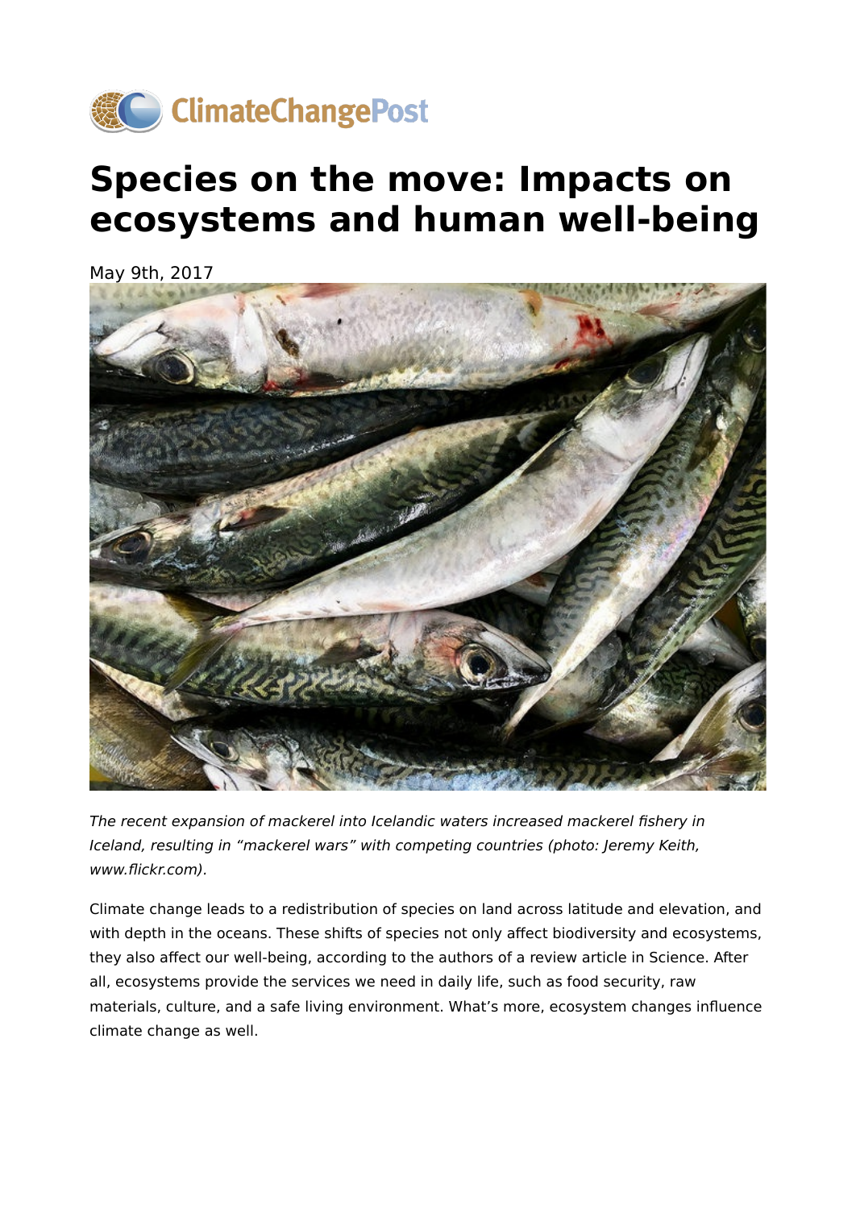ClimateChangePost

# Species on the move: Impacts on ecosystems and human well-being

May 9th, 2017

*The recent expansion of mackerel into Icelandic waters increased mackerel fishery in Iceland, resulting in "mackerel wars" with competing countries (photo: Jeremy Keith, www.flickr.com).*

Climate change leads to a redistribution of species on land across latitude and elevation, and with depth in the oceans. These shifts of species not only affect biodiversity and ecosystems, they also affect our well-being, according to the authors of a review article in Science. After all, ecosystems provide the services we need in daily life, such as food security, raw materials, culture, and a safe living environment. What's more, ecosystem changes influence climate change as well.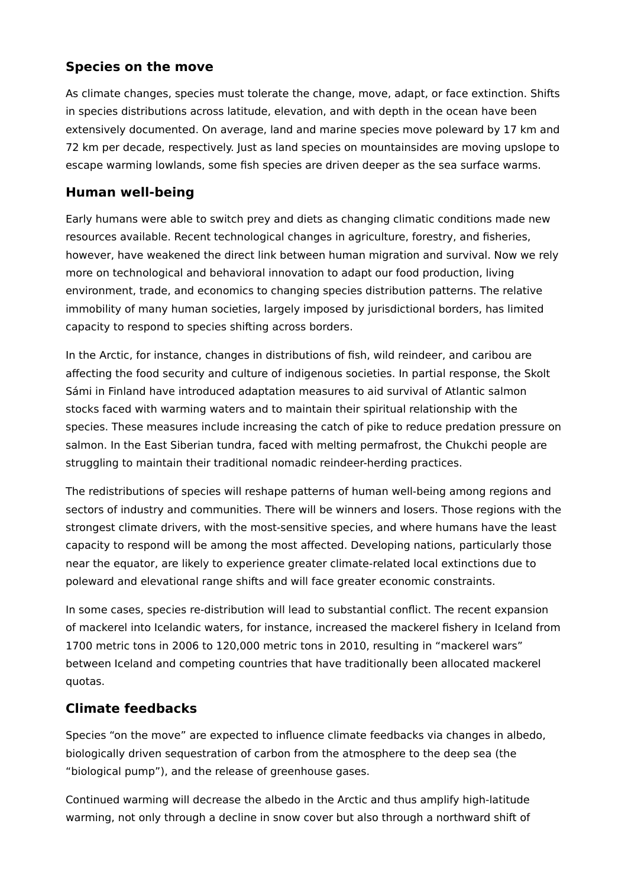## Species on the move

As climate changes, species must tolerate the change, move, adapt, or face extinction. Shifts in species distributions across latitude, elevation, and with depth in the ocean have been extensively documented. On average, land and marine species move poleward by 17 km and 72 km per decade, respectively. Just as land species on mountainsides are moving upslope to escape warming lowlands, some fish species are driven deeper as the sea surface warms.

## Human well-being

Early humans were able to switch prey and diets as changing climatic conditions made new resources available. Recent technological changes in agriculture, forestry, and fisheries, however, have weakened the direct link between human migration and survival. Now we rely more on technological and behavioral innovation to adapt our food production, living environment, trade, and economics to changing species distribution patterns. The relative immobility of many human societies, largely imposed by jurisdictional borders, has limited capacity to respond to species shifting across borders.

In the Arctic, for instance, changes in distributions of fish, wild reindeer, and caribou are affecting the food security and culture of indigenous societies. In partial response, the Skolt Sámi in Finland have introduced adaptation measures to aid survival of Atlantic salmon stocks faced with warming waters and to maintain their spiritual relationship with the species. These measures include increasing the catch of pike to reduce predation pressure on salmon. In the East Siberian tundra, faced with melting permafrost, the Chukchi people are struggling to maintain their traditional nomadic reindeer-herding practices.

The redistributions of species will reshape patterns of human well-being among regions and sectors of industry and communities. There will be winners and losers. Those regions with the strongest climate drivers, with the most-sensitive species, and where humans have the least capacity to respond will be among the most affected. Developing nations, particularly those near the equator, are likely to experience greater climate-related local extinctions due to poleward and elevational range shifts and will face greater economic constraints.

In some cases, species re-distribution will lead to substantial conflict. The recent expansion of mackerel into Icelandic waters, for instance, increased the mackerel fishery in Iceland from 1700 metric tons in 2006 to 120,000 metric tons in 2010, resulting in "mackerel wars" between Iceland and competing countries that have traditionally been allocated mackerel quotas.

## Climate feedbacks

Species "on the move" are expected to influence climate feedbacks via changes in albedo, biologically driven sequestration of carbon from the atmosphere to the deep sea (the "biological pump"), and the release of greenhouse gases.

Continued warming will decrease the albedo in the Arctic and thus amplify high-latitude warming, not only through a decline in snow cover but also through a northward shift of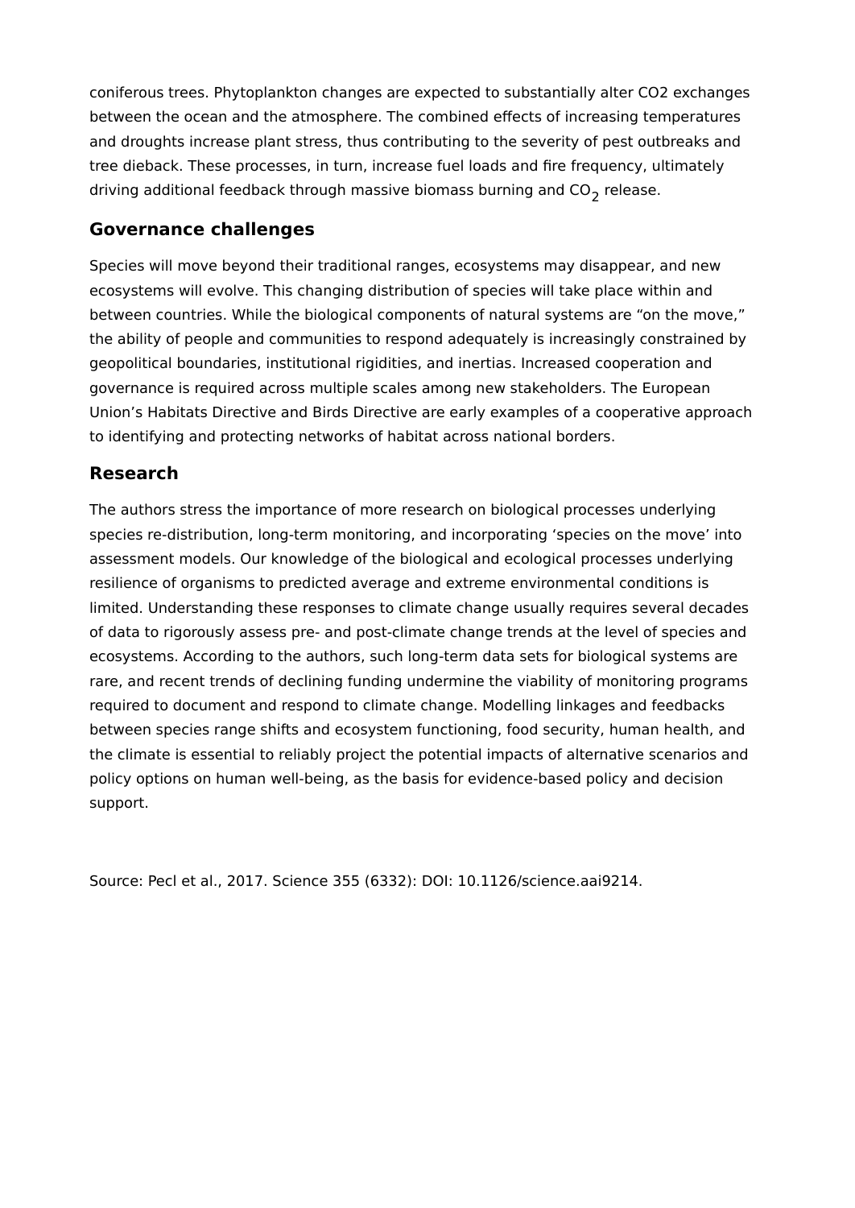coniferous trees. Phytoplankton changes are expected to substantially alter CO2 exchanges between the ocean and the atmosphere. The combined effects of increasing temperatures and droughts increase plant stress, thus contributing to the severity of pest outbreaks and tree dieback. These processes, in turn, increase fuel loads and fire frequency, ultimately driving additional feedback through massive biomass burning and $CO_2$ release.

## Governance challenges

Species will move beyond their traditional ranges, ecosystems may disappear, and new ecosystems will evolve. This changing distribution of species will take place within and between countries. While the biological components of natural systems are "on the move," the ability of people and communities to respond adequately is increasingly constrained by geopolitical boundaries, institutional rigidities, and inertias. Increased cooperation and governance is required across multiple scales among new stakeholders. The European Union's Habitats Directive and Birds Directive are early examples of a cooperative approach to identifying and protecting networks of habitat across national borders.

## Research

The authors stress the importance of more research on biological processes underlying species re-distribution, long-term monitoring, and incorporating 'species on the move' into assessment models. Our knowledge of the biological and ecological processes underlying resilience of organisms to predicted average and extreme environmental conditions is limited. Understanding these responses to climate change usually requires several decades of data to rigorously assess pre- and post-climate change trends at the level of species and ecosystems. According to the authors, such long-term data sets for biological systems are rare, and recent trends of declining funding undermine the viability of monitoring programs required to document and respond to climate change. Modelling linkages and feedbacks between species range shifts and ecosystem functioning, food security, human health, and the climate is essential to reliably project the potential impacts of alternative scenarios and policy options on human well-being, as the basis for evidence-based policy and decision support.

Source: Pecl et al., 2017. Science 355 (6332): DOI: 10.1126/science.aai9214.